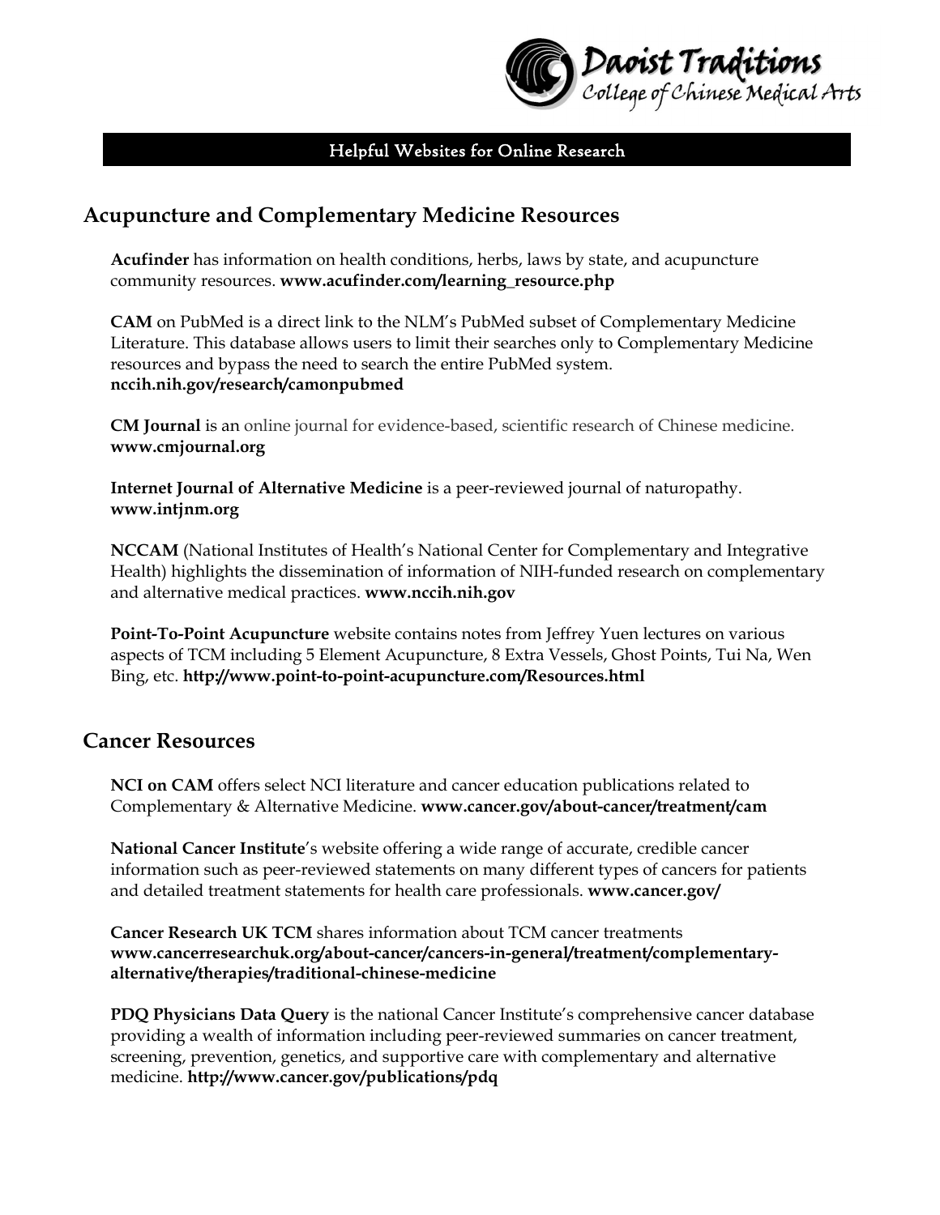Daoist Traditions College of Chinese Medical Arts

Helpful Websites for Online Research

## Acupuncture and Complementary Medicine Resources

**Acufinder** has information on health conditions, herbs, laws by state, and acupuncture community resources. **www.acufinder.com/learning_resource.php**

**CAM** on PubMed is a direct link to the NLM's PubMed subset of Complementary Medicine Literature. This database allows users to limit their searches only to Complementary Medicine resources and bypass the need to search the entire PubMed system. **nccih.nih.gov/research/camonpubmed**

**CM Journal** is an online journal for evidence-based, scientific research of Chinese medicine. **www.cmjournal.org**

**Internet Journal of Alternative Medicine** is a peer-reviewed journal of naturopathy. **www.intjnm.org**

**NCCAM** (National Institutes of Health's National Center for Complementary and Integrative Health) highlights the dissemination of information of NIH-funded research on complementary and alternative medical practices. **www.nccih.nih.gov**

**Point-To-Point Acupuncture** website contains notes from Jeffrey Yuen lectures on various aspects of TCM including 5 Element Acupuncture, 8 Extra Vessels, Ghost Points, Tui Na, Wen Bing, etc. **http://www.point-to-point-acupuncture.com/Resources.html**

## Cancer Resources

**NCI on CAM** offers select NCI literature and cancer education publications related to Complementary & Alternative Medicine. **www.cancer.gov/about-cancer/treatment/cam**

**National Cancer Institute**'s website offering a wide range of accurate, credible cancer information such as peer-reviewed statements on many different types of cancers for patients and detailed treatment statements for health care professionals. **www.cancer.gov/**

**Cancer Research UK TCM** shares information about TCM cancer treatments **www.cancerresearchuk.org/about-cancer/cancers-in-general/treatment/complementary-alternative/therapies/traditional-chinese-medicine**

**PDQ Physicians Data Query** is the national Cancer Institute's comprehensive cancer database providing a wealth of information including peer-reviewed summaries on cancer treatment, screening, prevention, genetics, and supportive care with complementary and alternative medicine. **http://www.cancer.gov/publications/pdq**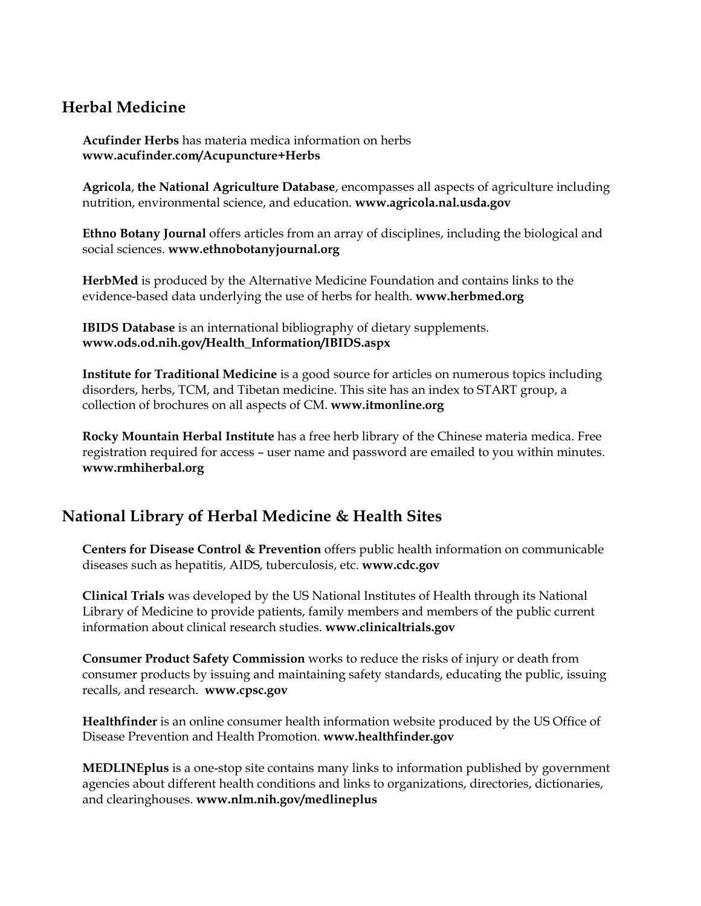## Herbal Medicine

**Acufinder Herbs** has materia medica information on herbs
**www.acufinder.com/Acupuncture+Herbs**

**Agricola**, **the National Agriculture Database**, encompasses all aspects of agriculture including nutrition, environmental science, and education. **www.agricola.nal.usda.gov**

**Ethno Botany Journal** offers articles from an array of disciplines, including the biological and social sciences. **www.ethnobotanyjournal.org**

**HerbMed** is produced by the Alternative Medicine Foundation and contains links to the evidence-based data underlying the use of herbs for health. **www.herbmed.org**

**IBIDS Database** is an international bibliography of dietary supplements.
**www.ods.od.nih.gov/Health_Information/IBIDS.aspx**

**Institute for Traditional Medicine** is a good source for articles on numerous topics including disorders, herbs, TCM, and Tibetan medicine. This site has an index to START group, a collection of brochures on all aspects of CM. **www.itmonline.org**

**Rocky Mountain Herbal Institute** has a free herb library of the Chinese materia medica. Free registration required for access – user name and password are emailed to you within minutes. **www.rmhiherbal.org**

## National Library of Herbal Medicine & Health Sites

**Centers for Disease Control & Prevention** offers public health information on communicable diseases such as hepatitis, AIDS, tuberculosis, etc. **www.cdc.gov**

**Clinical Trials** was developed by the US National Institutes of Health through its National Library of Medicine to provide patients, family members and members of the public current information about clinical research studies. **www.clinicaltrials.gov**

**Consumer Product Safety Commission** works to reduce the risks of injury or death from consumer products by issuing and maintaining safety standards, educating the public, issuing recalls, and research. **www.cpsc.gov**

**Healthfinder** is an online consumer health information website produced by the US Office of Disease Prevention and Health Promotion. **www.healthfinder.gov**

**MEDLINEplus** is a one-stop site contains many links to information published by government agencies about different health conditions and links to organizations, directories, dictionaries, and clearinghouses. **www.nlm.nih.gov/medlineplus**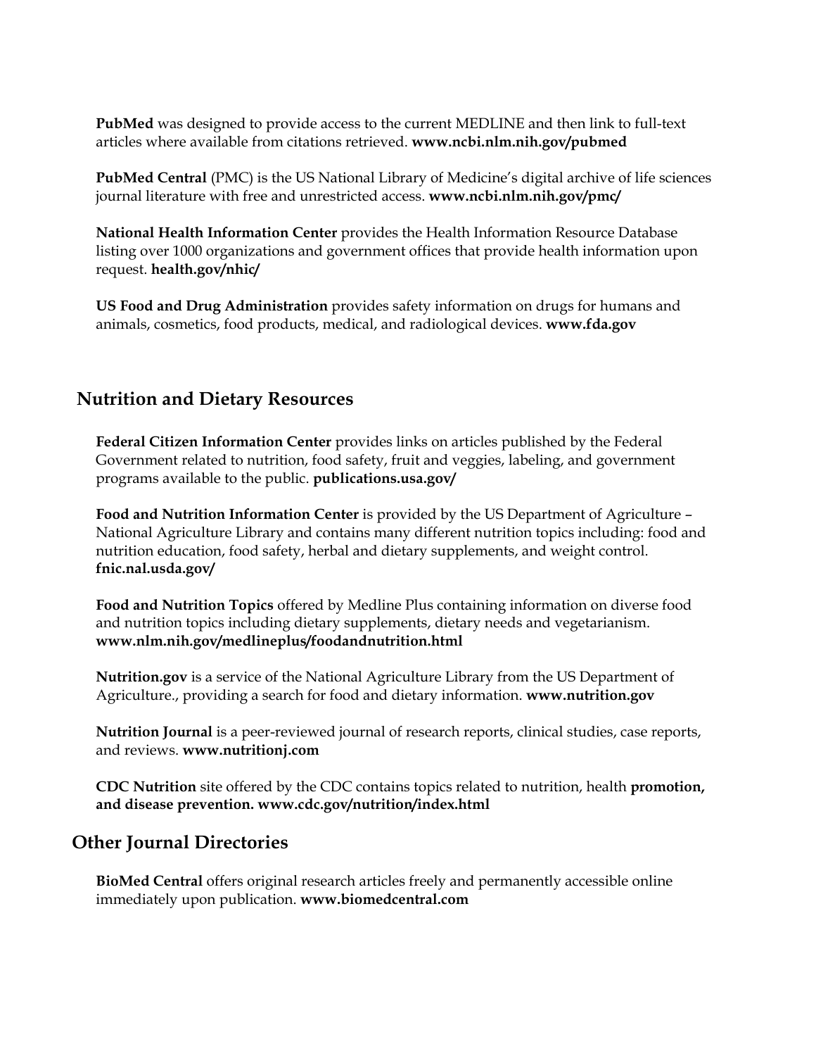**PubMed** was designed to provide access to the current MEDLINE and then link to full-text articles where available from citations retrieved. **www.ncbi.nlm.nih.gov/pubmed**

**PubMed Central** (PMC) is the US National Library of Medicine's digital archive of life sciences journal literature with free and unrestricted access. **www.ncbi.nlm.nih.gov/pmc/**

**National Health Information Center** provides the Health Information Resource Database listing over 1000 organizations and government offices that provide health information upon request. **health.gov/nhic/**

**US Food and Drug Administration** provides safety information on drugs for humans and animals, cosmetics, food products, medical, and radiological devices. **www.fda.gov**

## Nutrition and Dietary Resources

**Federal Citizen Information Center** provides links on articles published by the Federal Government related to nutrition, food safety, fruit and veggies, labeling, and government programs available to the public. **publications.usa.gov/**

**Food and Nutrition Information Center** is provided by the US Department of Agriculture – National Agriculture Library and contains many different nutrition topics including: food and nutrition education, food safety, herbal and dietary supplements, and weight control. **fnic.nal.usda.gov/**

**Food and Nutrition Topics** offered by Medline Plus containing information on diverse food and nutrition topics including dietary supplements, dietary needs and vegetarianism. **www.nlm.nih.gov/medlineplus/foodandnutrition.html**

**Nutrition.gov** is a service of the National Agriculture Library from the US Department of Agriculture., providing a search for food and dietary information. **www.nutrition.gov**

**Nutrition Journal** is a peer-reviewed journal of research reports, clinical studies, case reports, and reviews. **www.nutritionj.com**

**CDC Nutrition** site offered by the CDC contains topics related to nutrition, health **promotion, and disease prevention. www.cdc.gov/nutrition/index.html**

## Other Journal Directories

**BioMed Central** offers original research articles freely and permanently accessible online immediately upon publication. **www.biomedcentral.com**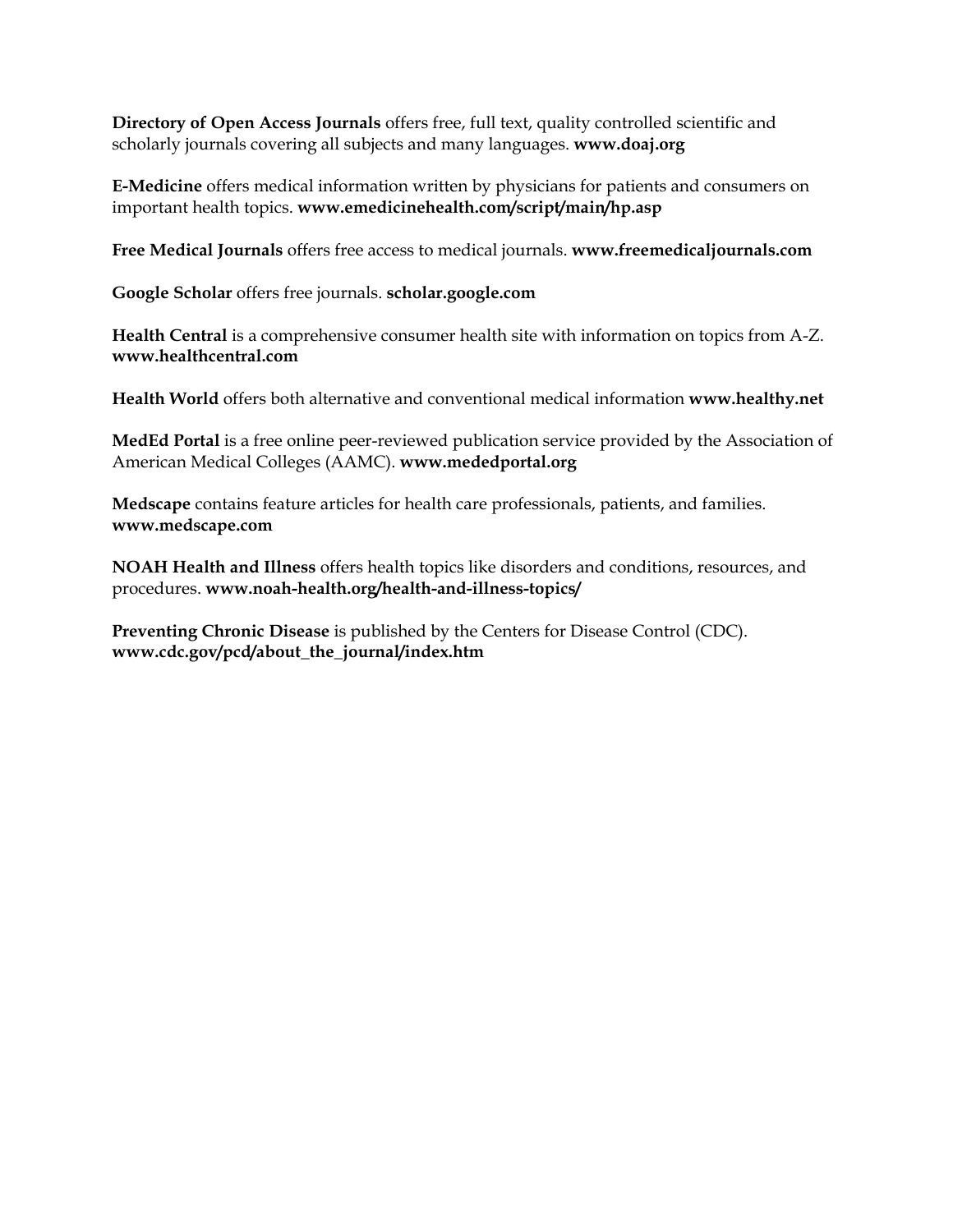**Directory of Open Access Journals** offers free, full text, quality controlled scientific and scholarly journals covering all subjects and many languages. **www.doaj.org**

**E-Medicine** offers medical information written by physicians for patients and consumers on important health topics. **www.emedicinehealth.com/script/main/hp.asp**

**Free Medical Journals** offers free access to medical journals. **www.freemedicaljournals.com**

**Google Scholar** offers free journals. **scholar.google.com**

**Health Central** is a comprehensive consumer health site with information on topics from A-Z. **www.healthcentral.com**

**Health World** offers both alternative and conventional medical information **www.healthy.net**

**MedEd Portal** is a free online peer-reviewed publication service provided by the Association of American Medical Colleges (AAMC). **www.mededportal.org**

**Medscape** contains feature articles for health care professionals, patients, and families. **www.medscape.com**

**NOAH Health and Illness** offers health topics like disorders and conditions, resources, and procedures. **www.noah-health.org/health-and-illness-topics/**

**Preventing Chronic Disease** is published by the Centers for Disease Control (CDC). **www.cdc.gov/pcd/about_the_journal/index.htm**